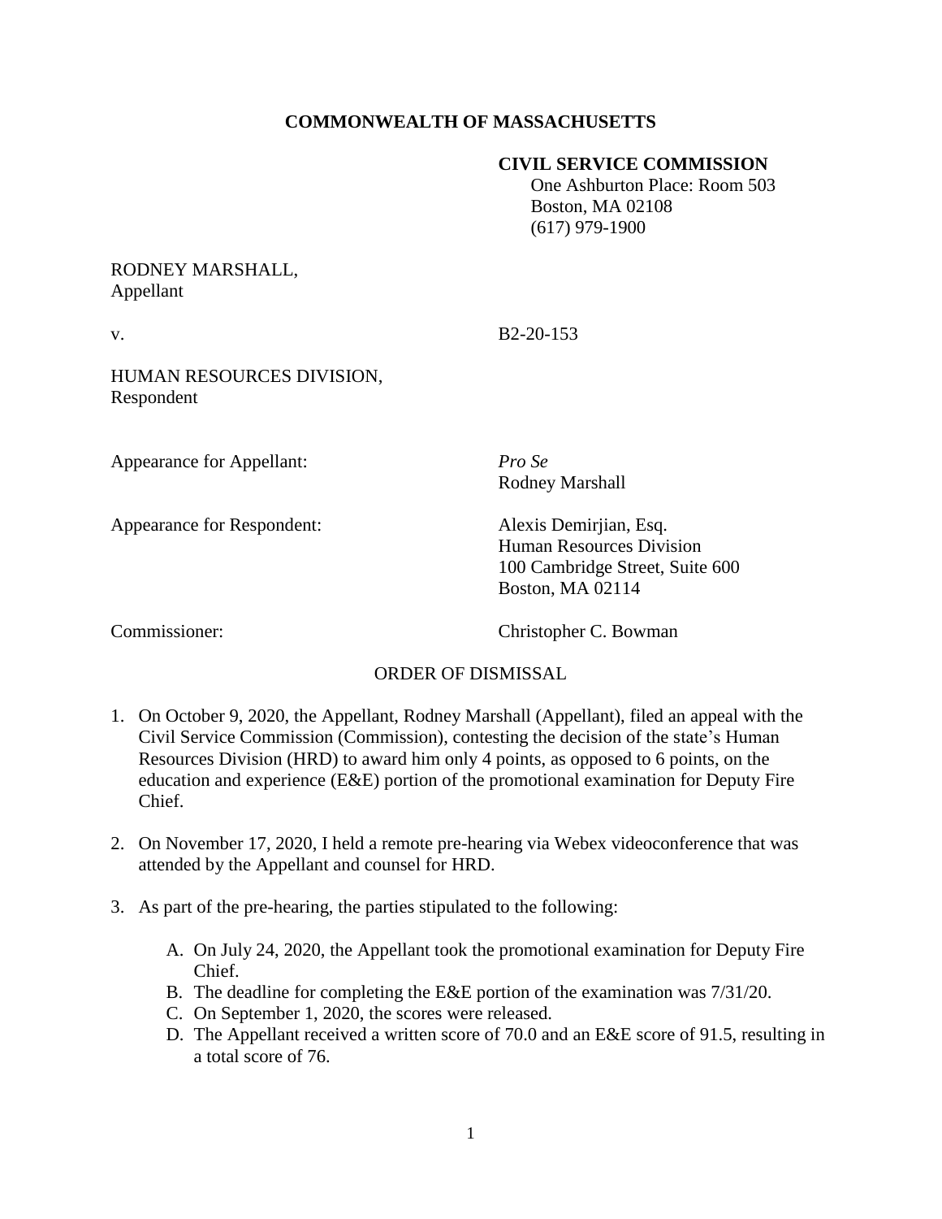# COMMONWEALTH OF MASSACHUSETTS

**CIVIL SERVICE COMMISSION**
One Ashburton Place: Room 503
Boston, MA 02108
(617) 979-1900

RODNEY MARSHALL,
Appellant

v. B2-20-153

HUMAN RESOURCES DIVISION,
Respondent

Appearance for Appellant: *Pro Se*
Rodney Marshall

Appearance for Respondent: Alexis Demirjian, Esq.
Human Resources Division
100 Cambridge Street, Suite 600
Boston, MA 02114

Commissioner: Christopher C. Bowman

## ORDER OF DISMISSAL

1. On October 9, 2020, the Appellant, Rodney Marshall (Appellant), filed an appeal with the Civil Service Commission (Commission), contesting the decision of the state's Human Resources Division (HRD) to award him only 4 points, as opposed to 6 points, on the education and experience (E&E) portion of the promotional examination for Deputy Fire Chief.

2. On November 17, 2020, I held a remote pre-hearing via Webex videoconference that was attended by the Appellant and counsel for HRD.

3. As part of the pre-hearing, the parties stipulated to the following:

   A. On July 24, 2020, the Appellant took the promotional examination for Deputy Fire Chief.
   B. The deadline for completing the E&E portion of the examination was 7/31/20.
   C. On September 1, 2020, the scores were released.
   D. The Appellant received a written score of 70.0 and an E&E score of 91.5, resulting in a total score of 76.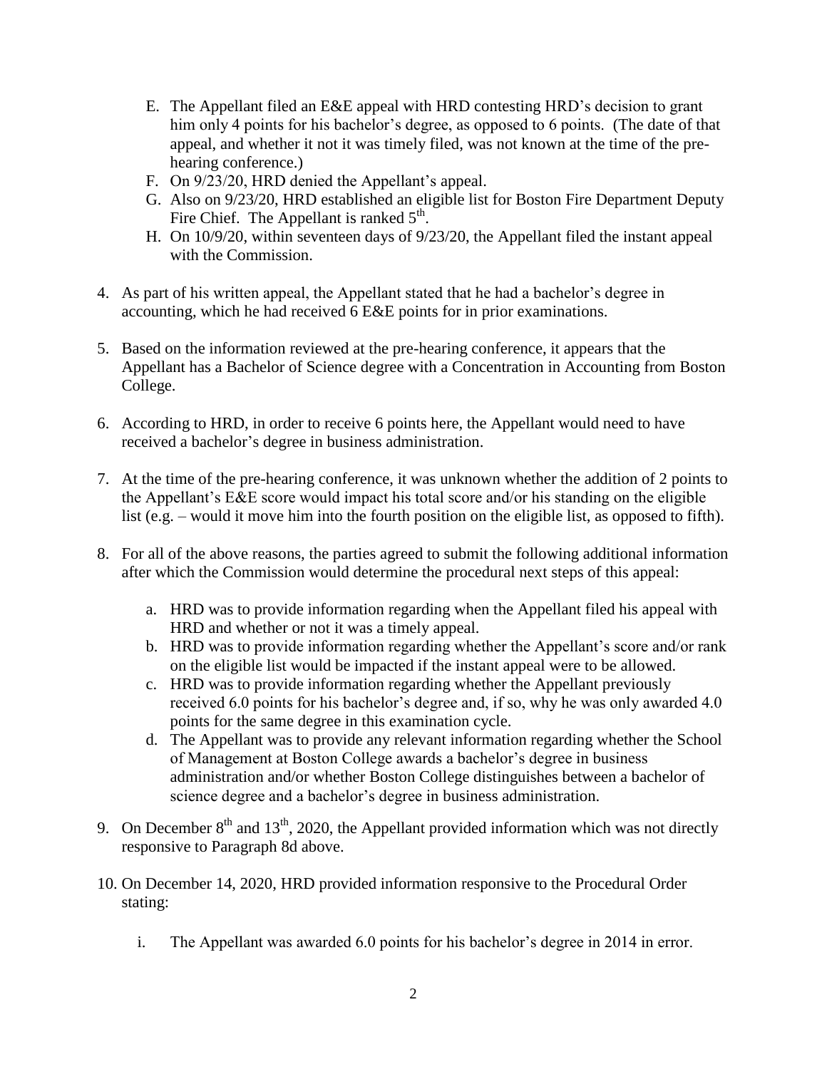E. The Appellant filed an E&E appeal with HRD contesting HRD's decision to grant him only 4 points for his bachelor's degree, as opposed to 6 points. (The date of that appeal, and whether it not it was timely filed, was not known at the time of the pre-hearing conference.)

F. On 9/23/20, HRD denied the Appellant's appeal.

G. Also on 9/23/20, HRD established an eligible list for Boston Fire Department Deputy Fire Chief. The Appellant is ranked 5th.

H. On 10/9/20, within seventeen days of 9/23/20, the Appellant filed the instant appeal with the Commission.

4. As part of his written appeal, the Appellant stated that he had a bachelor's degree in accounting, which he had received 6 E&E points for in prior examinations.

5. Based on the information reviewed at the pre-hearing conference, it appears that the Appellant has a Bachelor of Science degree with a Concentration in Accounting from Boston College.

6. According to HRD, in order to receive 6 points here, the Appellant would need to have received a bachelor's degree in business administration.

7. At the time of the pre-hearing conference, it was unknown whether the addition of 2 points to the Appellant's E&E score would impact his total score and/or his standing on the eligible list (e.g. – would it move him into the fourth position on the eligible list, as opposed to fifth).

8. For all of the above reasons, the parties agreed to submit the following additional information after which the Commission would determine the procedural next steps of this appeal:

   a. HRD was to provide information regarding when the Appellant filed his appeal with HRD and whether or not it was a timely appeal.
   b. HRD was to provide information regarding whether the Appellant's score and/or rank on the eligible list would be impacted if the instant appeal were to be allowed.
   c. HRD was to provide information regarding whether the Appellant previously received 6.0 points for his bachelor's degree and, if so, why he was only awarded 4.0 points for the same degree in this examination cycle.
   d. The Appellant was to provide any relevant information regarding whether the School of Management at Boston College awards a bachelor's degree in business administration and/or whether Boston College distinguishes between a bachelor of science degree and a bachelor's degree in business administration.

9. On December 8th and 13th, 2020, the Appellant provided information which was not directly responsive to Paragraph 8d above.

10. On December 14, 2020, HRD provided information responsive to the Procedural Order stating:

    i. The Appellant was awarded 6.0 points for his bachelor's degree in 2014 in error.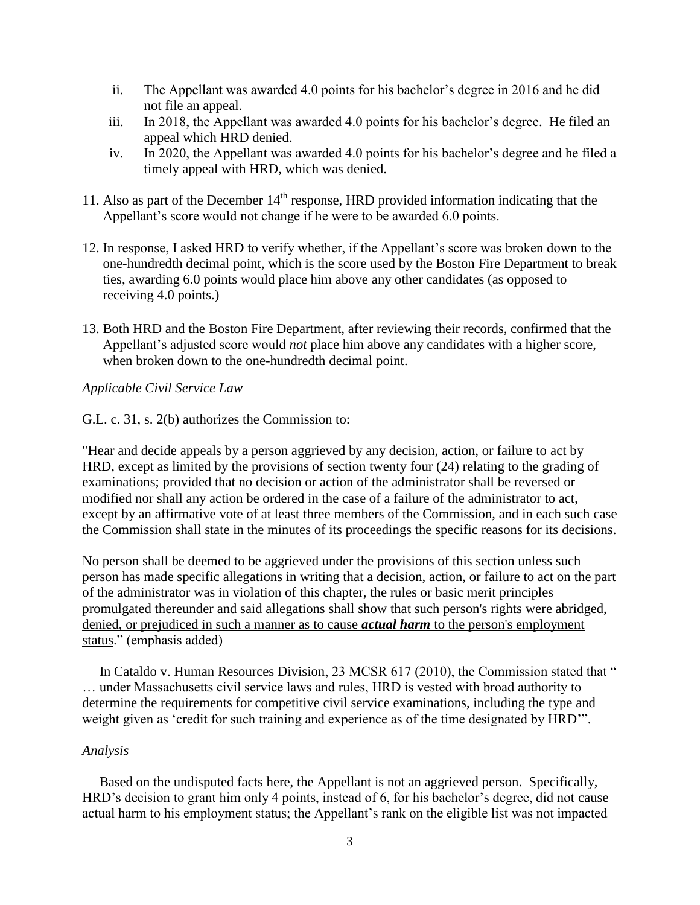ii. The Appellant was awarded 4.0 points for his bachelor's degree in 2016 and he did not file an appeal.
   iii. In 2018, the Appellant was awarded 4.0 points for his bachelor's degree. He filed an appeal which HRD denied.
   iv. In 2020, the Appellant was awarded 4.0 points for his bachelor's degree and he filed a timely appeal with HRD, which was denied.

11. Also as part of the December 14th response, HRD provided information indicating that the Appellant's score would not change if he were to be awarded 6.0 points.

12. In response, I asked HRD to verify whether, if the Appellant's score was broken down to the one-hundredth decimal point, which is the score used by the Boston Fire Department to break ties, awarding 6.0 points would place him above any other candidates (as opposed to receiving 4.0 points.)

13. Both HRD and the Boston Fire Department, after reviewing their records, confirmed that the Appellant's adjusted score would *not* place him above any candidates with a higher score, when broken down to the one-hundredth decimal point.

*Applicable Civil Service Law*

G.L. c. 31, s. 2(b) authorizes the Commission to:

"Hear and decide appeals by a person aggrieved by any decision, action, or failure to act by HRD, except as limited by the provisions of section twenty four (24) relating to the grading of examinations; provided that no decision or action of the administrator shall be reversed or modified nor shall any action be ordered in the case of a failure of the administrator to act, except by an affirmative vote of at least three members of the Commission, and in each such case the Commission shall state in the minutes of its proceedings the specific reasons for its decisions.

No person shall be deemed to be aggrieved under the provisions of this section unless such person has made specific allegations in writing that a decision, action, or failure to act on the part of the administrator was in violation of this chapter, the rules or basic merit principles promulgated thereunder <u>and said allegations shall show that such person's rights were abridged, denied, or prejudiced in such a manner as to cause ***actual harm*** to the person's employment status</u>." (emphasis added)

In <u>Cataldo v. Human Resources Division</u>, 23 MCSR 617 (2010), the Commission stated that " … under Massachusetts civil service laws and rules, HRD is vested with broad authority to determine the requirements for competitive civil service examinations, including the type and weight given as 'credit for such training and experience as of the time designated by HRD'".

*Analysis*

Based on the undisputed facts here, the Appellant is not an aggrieved person. Specifically, HRD's decision to grant him only 4 points, instead of 6, for his bachelor's degree, did not cause actual harm to his employment status; the Appellant's rank on the eligible list was not impacted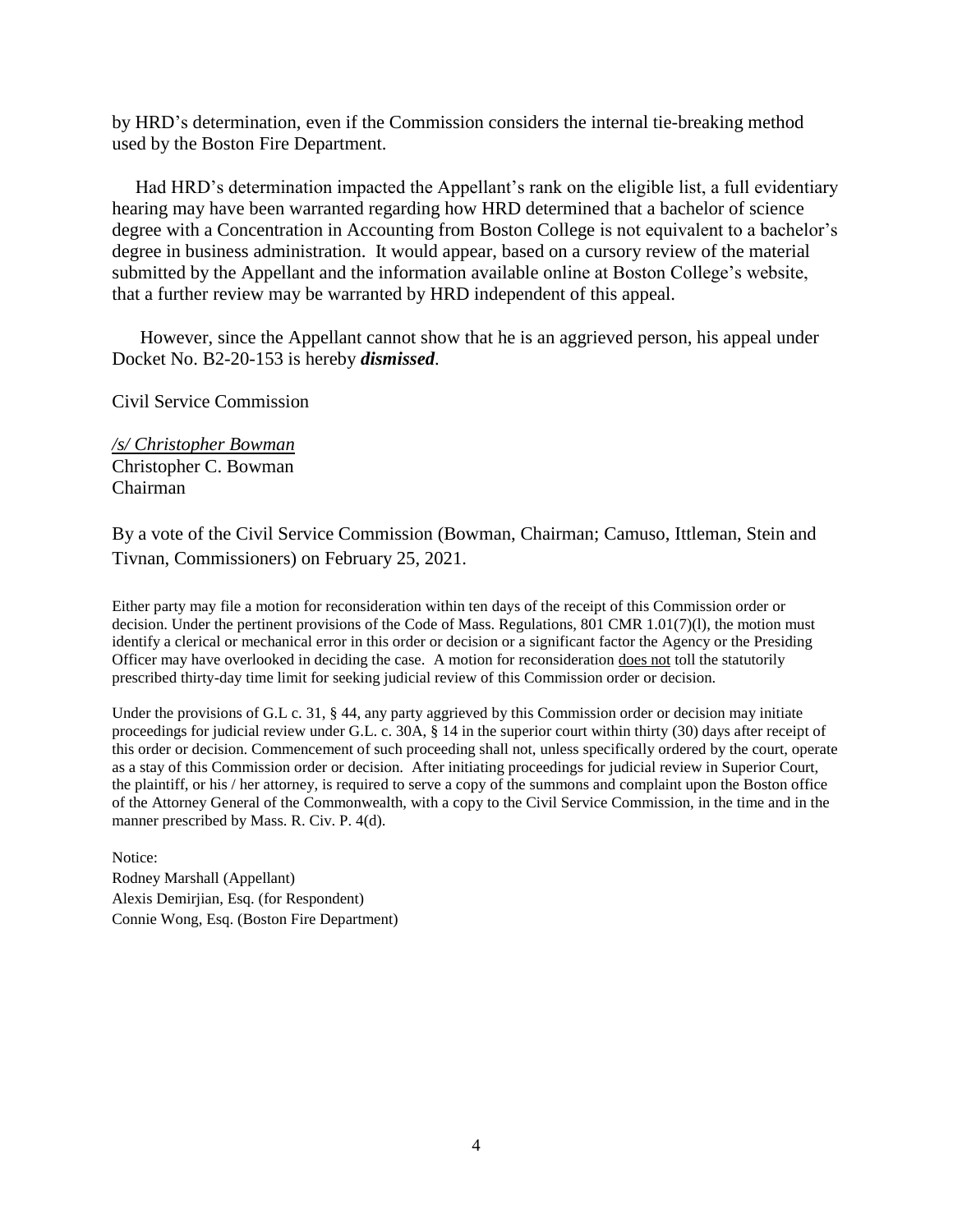by HRD's determination, even if the Commission considers the internal tie-breaking method used by the Boston Fire Department.

Had HRD's determination impacted the Appellant's rank on the eligible list, a full evidentiary hearing may have been warranted regarding how HRD determined that a bachelor of science degree with a Concentration in Accounting from Boston College is not equivalent to a bachelor's degree in business administration. It would appear, based on a cursory review of the material submitted by the Appellant and the information available online at Boston College's website, that a further review may be warranted by HRD independent of this appeal.

However, since the Appellant cannot show that he is an aggrieved person, his appeal under Docket No. B2-20-153 is hereby ***dismissed***.

Civil Service Commission

*/s/ Christopher Bowman*
Christopher C. Bowman
Chairman

By a vote of the Civil Service Commission (Bowman, Chairman; Camuso, Ittleman, Stein and Tivnan, Commissioners) on February 25, 2021.

Either party may file a motion for reconsideration within ten days of the receipt of this Commission order or decision. Under the pertinent provisions of the Code of Mass. Regulations, 801 CMR 1.01(7)(l), the motion must identify a clerical or mechanical error in this order or decision or a significant factor the Agency or the Presiding Officer may have overlooked in deciding the case. A motion for reconsideration does not toll the statutorily prescribed thirty-day time limit for seeking judicial review of this Commission order or decision.

Under the provisions of G.L c. 31, § 44, any party aggrieved by this Commission order or decision may initiate proceedings for judicial review under G.L. c. 30A, § 14 in the superior court within thirty (30) days after receipt of this order or decision. Commencement of such proceeding shall not, unless specifically ordered by the court, operate as a stay of this Commission order or decision. After initiating proceedings for judicial review in Superior Court, the plaintiff, or his / her attorney, is required to serve a copy of the summons and complaint upon the Boston office of the Attorney General of the Commonwealth, with a copy to the Civil Service Commission, in the time and in the manner prescribed by Mass. R. Civ. P. 4(d).

Notice:
Rodney Marshall (Appellant)
Alexis Demirjian, Esq. (for Respondent)
Connie Wong, Esq. (Boston Fire Department)